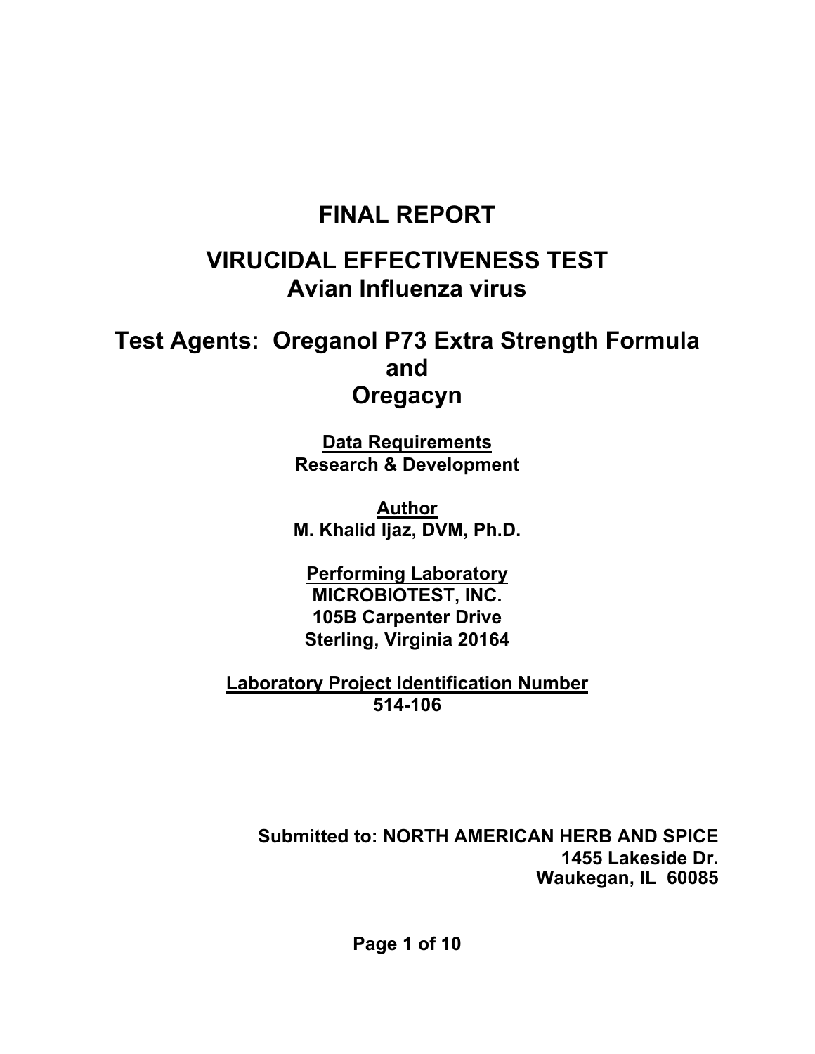# FINAL REPORT

## VIRUCIDAL EFFECTIVENESS TEST
## Avian Influenza virus

## Test Agents: Oreganol P73 Extra Strength Formula and Oregacyn

**Data Requirements**
**Research & Development**

**Author**
**M. Khalid Ijaz, DVM, Ph.D.**

**Performing Laboratory**
**MICROBIOTEST, INC.**
**105B Carpenter Drive**
**Sterling, Virginia 20164**

**Laboratory Project Identification Number**
**514-106**

**Submitted to: NORTH AMERICAN HERB AND SPICE**
**1455 Lakeside Dr.**
**Waukegan, IL 60085**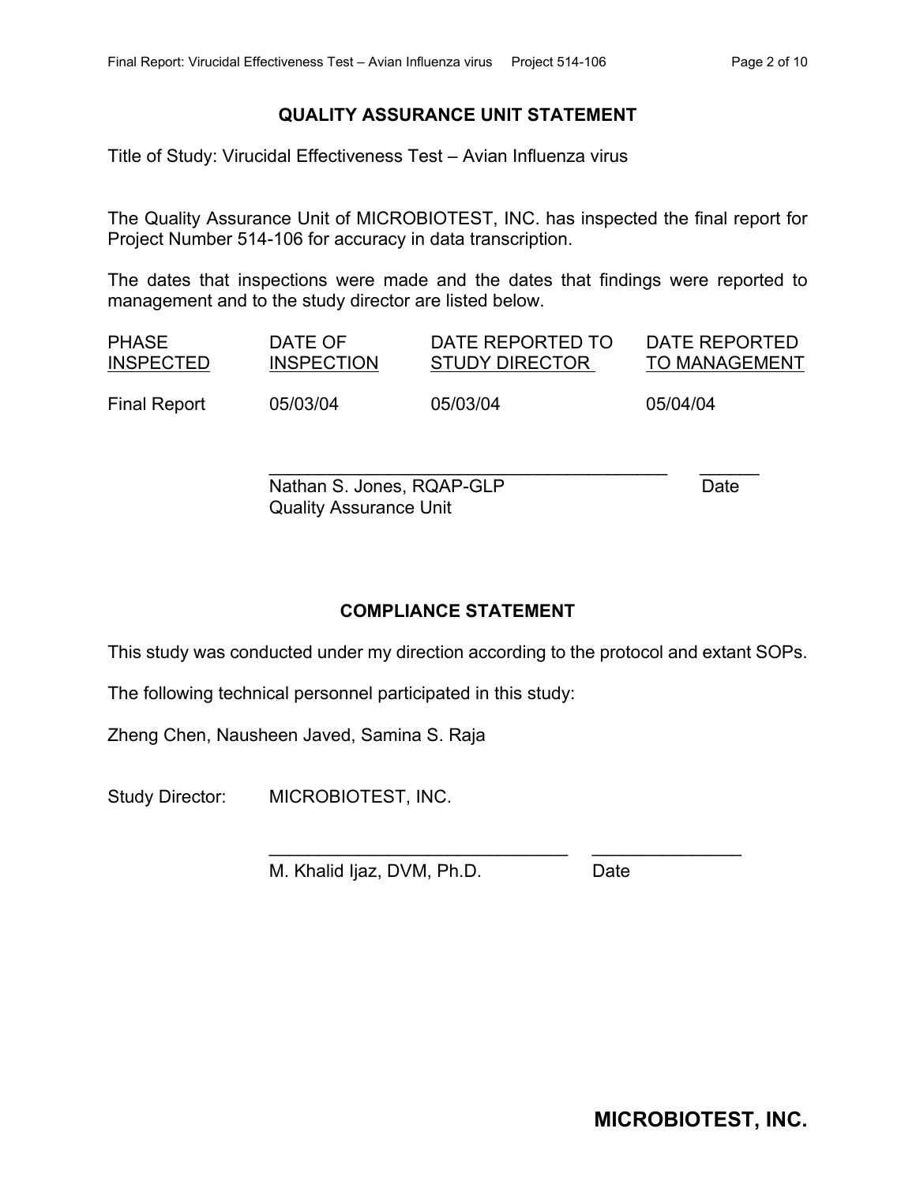## QUALITY ASSURANCE UNIT STATEMENT

Title of Study: Virucidal Effectiveness Test – Avian Influenza virus

The Quality Assurance Unit of MICROBIOTEST, INC. has inspected the final report for Project Number 514-106 for accuracy in data transcription.

The dates that inspections were made and the dates that findings were reported to management and to the study director are listed below.

| PHASE INSPECTED | DATE OF INSPECTION | DATE REPORTED TO STUDY DIRECTOR | DATE REPORTED TO MANAGEMENT |
|---|---|---|---|
| Final Report | 05/03/04 | 05/03/04 | 05/04/04 |

\_\_\_\_\_\_\_\_\_\_\_\_\_\_\_\_\_\_\_\_\_\_\_\_\_\_\_\_\_\_\_\_\_\_\_\_\_\_\_\_ \_\_\_\_\_\_
Nathan S. Jones, RQAP-GLP Date
Quality Assurance Unit

## COMPLIANCE STATEMENT

This study was conducted under my direction according to the protocol and extant SOPs.

The following technical personnel participated in this study:

Zheng Chen, Nausheen Javed, Samina S. Raja

Study Director: MICROBIOTEST, INC.

\_\_\_\_\_\_\_\_\_\_\_\_\_\_\_\_\_\_\_\_\_\_\_\_\_\_\_\_\_\_\_\_ \_\_\_\_\_\_\_\_\_\_\_\_\_\_\_\_
M. Khalid Ijaz, DVM, Ph.D. Date

**MICROBIOTEST, INC.**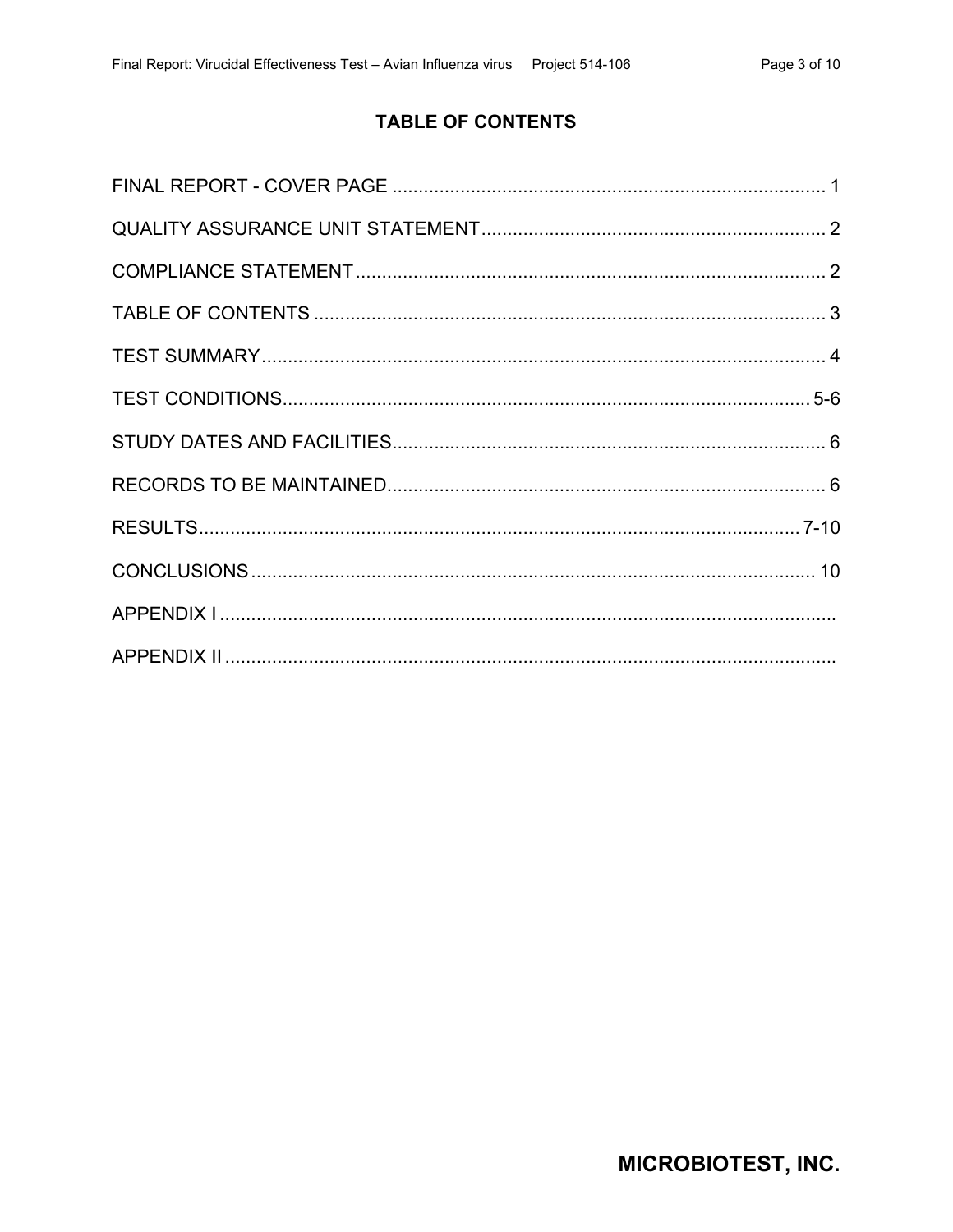# TABLE OF CONTENTS

FINAL REPORT - COVER PAGE ............................................................................ 1

QUALITY ASSURANCE UNIT STATEMENT ........................................................ 2

COMPLIANCE STATEMENT ................................................................................ 2

TABLE OF CONTENTS ........................................................................................ 3

TEST SUMMARY .................................................................................................. 4

TEST CONDITIONS ............................................................................................. 5-6

STUDY DATES AND FACILITIES ......................................................................... 6

RECORDS TO BE MAINTAINED .......................................................................... 6

RESULTS ........................................................................................................... 7-10

CONCLUSIONS .................................................................................................. 10

APPENDIX I ..............................................................................................................

APPENDIX II .............................................................................................................

**MICROBIOTEST, INC.**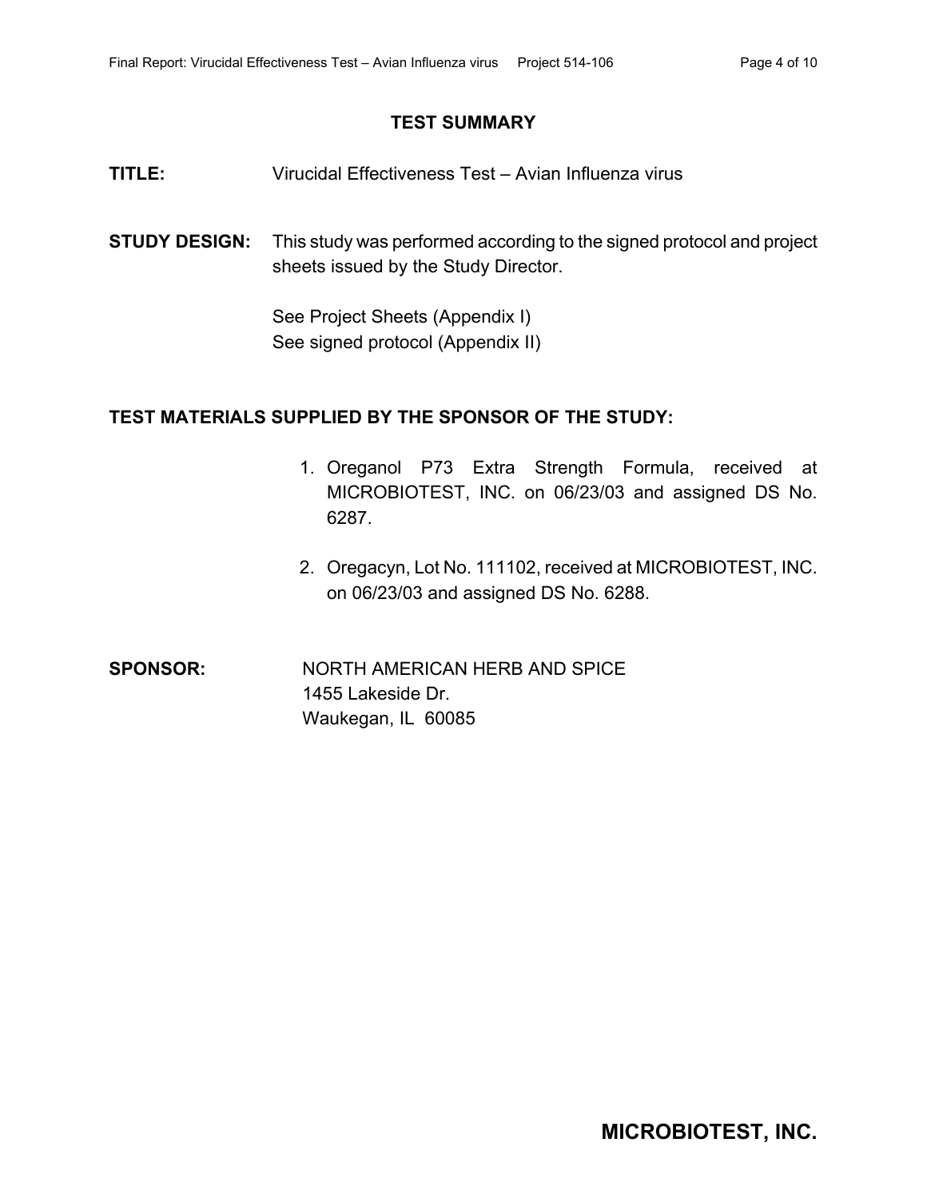## TEST SUMMARY

**TITLE:** Virucidal Effectiveness Test – Avian Influenza virus

**STUDY DESIGN:** This study was performed according to the signed protocol and project sheets issued by the Study Director.

See Project Sheets (Appendix I)
See signed protocol (Appendix II)

**TEST MATERIALS SUPPLIED BY THE SPONSOR OF THE STUDY:**

1. Oreganol P73 Extra Strength Formula, received at MICROBIOTEST, INC. on 06/23/03 and assigned DS No. 6287.

2. Oregacyn, Lot No. 111102, received at MICROBIOTEST, INC. on 06/23/03 and assigned DS No. 6288.

**SPONSOR:** NORTH AMERICAN HERB AND SPICE
1455 Lakeside Dr.
Waukegan, IL 60085

**MICROBIOTEST, INC.**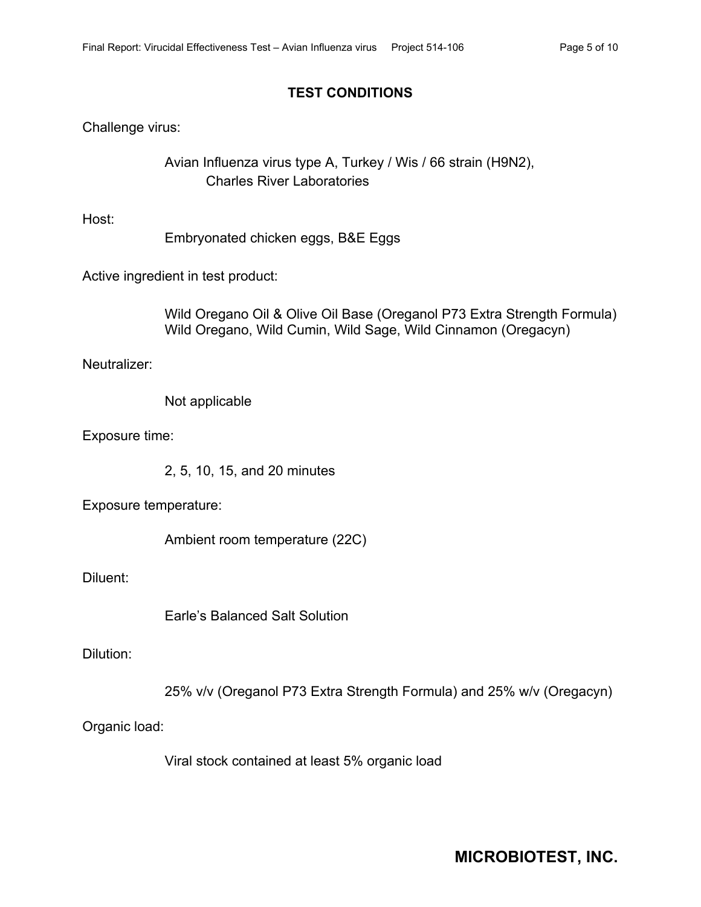## TEST CONDITIONS

Challenge virus:

Avian Influenza virus type A, Turkey / Wis / 66 strain (H9N2), Charles River Laboratories

Host:

Embryonated chicken eggs, B&E Eggs

Active ingredient in test product:

Wild Oregano Oil & Olive Oil Base (Oreganol P73 Extra Strength Formula)
Wild Oregano, Wild Cumin, Wild Sage, Wild Cinnamon (Oregacyn)

Neutralizer:

Not applicable

Exposure time:

2, 5, 10, 15, and 20 minutes

Exposure temperature:

Ambient room temperature (22C)

Diluent:

Earle's Balanced Salt Solution

Dilution:

25% v/v (Oreganol P73 Extra Strength Formula) and 25% w/v (Oregacyn)

Organic load:

Viral stock contained at least 5% organic load

**MICROBIOTEST, INC.**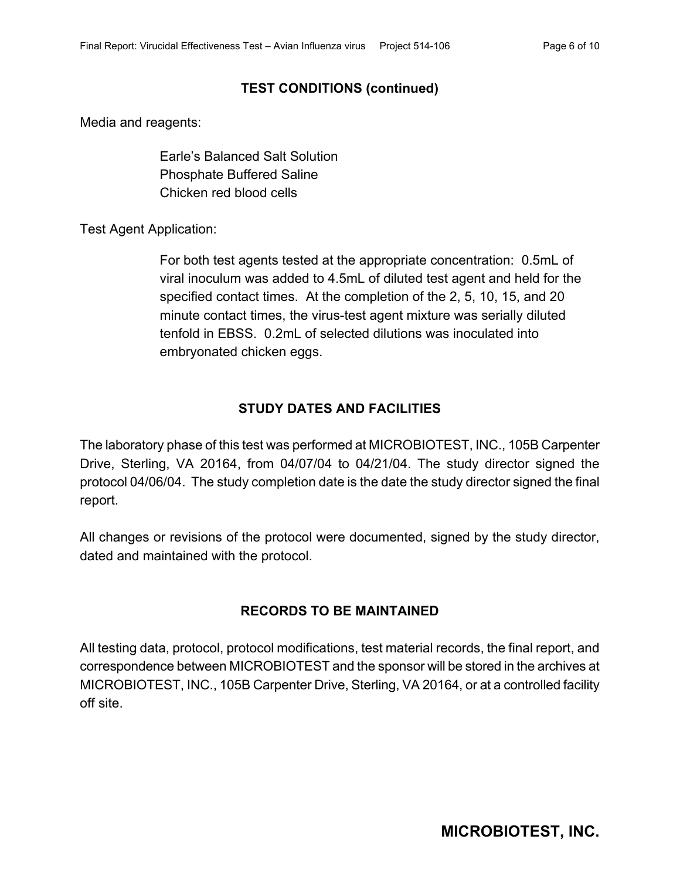## TEST CONDITIONS (continued)

Media and reagents:

Earle's Balanced Salt Solution
Phosphate Buffered Saline
Chicken red blood cells

Test Agent Application:

For both test agents tested at the appropriate concentration: 0.5mL of viral inoculum was added to 4.5mL of diluted test agent and held for the specified contact times. At the completion of the 2, 5, 10, 15, and 20 minute contact times, the virus-test agent mixture was serially diluted tenfold in EBSS. 0.2mL of selected dilutions was inoculated into embryonated chicken eggs.

## STUDY DATES AND FACILITIES

The laboratory phase of this test was performed at MICROBIOTEST, INC., 105B Carpenter Drive, Sterling, VA 20164, from 04/07/04 to 04/21/04. The study director signed the protocol 04/06/04. The study completion date is the date the study director signed the final report.

All changes or revisions of the protocol were documented, signed by the study director, dated and maintained with the protocol.

## RECORDS TO BE MAINTAINED

All testing data, protocol, protocol modifications, test material records, the final report, and correspondence between MICROBIOTEST and the sponsor will be stored in the archives at MICROBIOTEST, INC., 105B Carpenter Drive, Sterling, VA 20164, or at a controlled facility off site.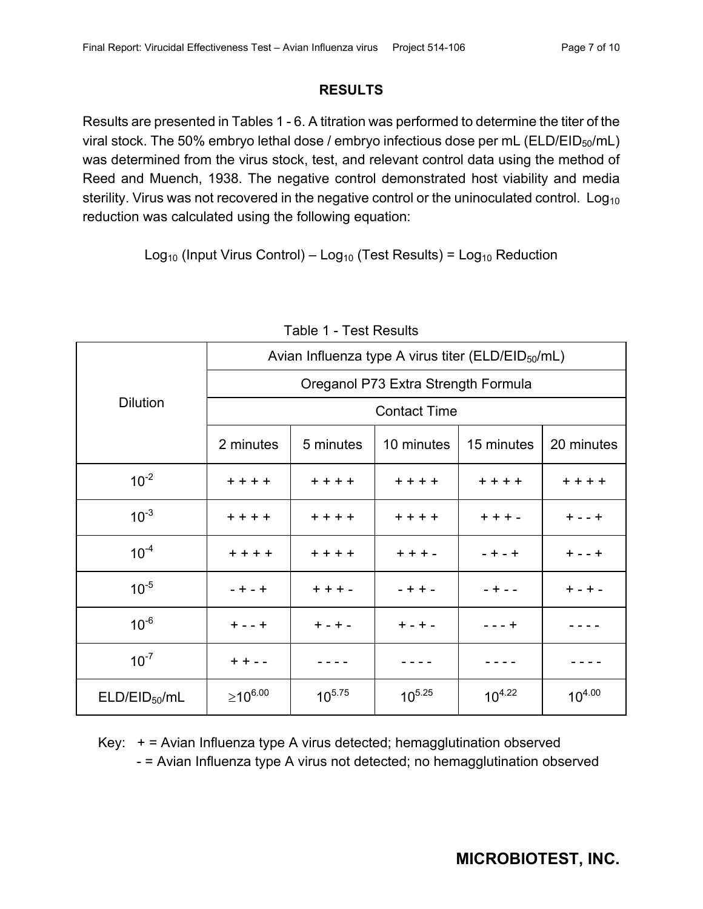## RESULTS

Results are presented in Tables 1 - 6. A titration was performed to determine the titer of the viral stock. The 50% embryo lethal dose / embryo infectious dose per mL ($ELD/EID_{50}$/mL) was determined from the virus stock, test, and relevant control data using the method of Reed and Muench, 1938. The negative control demonstrated host viability and media sterility. Virus was not recovered in the negative control or the uninoculated control. $Log_{10}$ reduction was calculated using the following equation:

$$Log_{10} \text{ (Input Virus Control)} - Log_{10} \text{ (Test Results)} = Log_{10} \text{ Reduction}$$

Table 1 - Test Results

| Dilution | Avian Influenza type A virus titer ($ELD/EID_{50}$/mL) | | | | |
|---|---|---|---|---|---|
| | Oreganol P73 Extra Strength Formula | | | | |
| | Contact Time | | | | |
| | 2 minutes | 5 minutes | 10 minutes | 15 minutes | 20 minutes |
| $10^{-2}$ | + + + + | + + + + | + + + + | + + + + | + + + + |
| $10^{-3}$ | + + + + | + + + + | + + + + | + + + - | + - - + |
| $10^{-4}$ | + + + + | + + + + | + + + - | - + - + | + - - + |
| $10^{-5}$ | - + - + | + + + - | - + + - | - + - - | + - + - |
| $10^{-6}$ | + - - + | + - + - | + - + - | - - - + | - - - - |
| $10^{-7}$ | + + - - | - - - - | - - - - | - - - - | - - - - |
| $ELD/EID_{50}$/mL | $\geq 10^{6.00}$ | $10^{5.75}$ | $10^{5.25}$ | $10^{4.22}$ | $10^{4.00}$ |

Key: + = Avian Influenza type A virus detected; hemagglutination observed
- = Avian Influenza type A virus not detected; no hemagglutination observed

**MICROBIOTEST, INC.**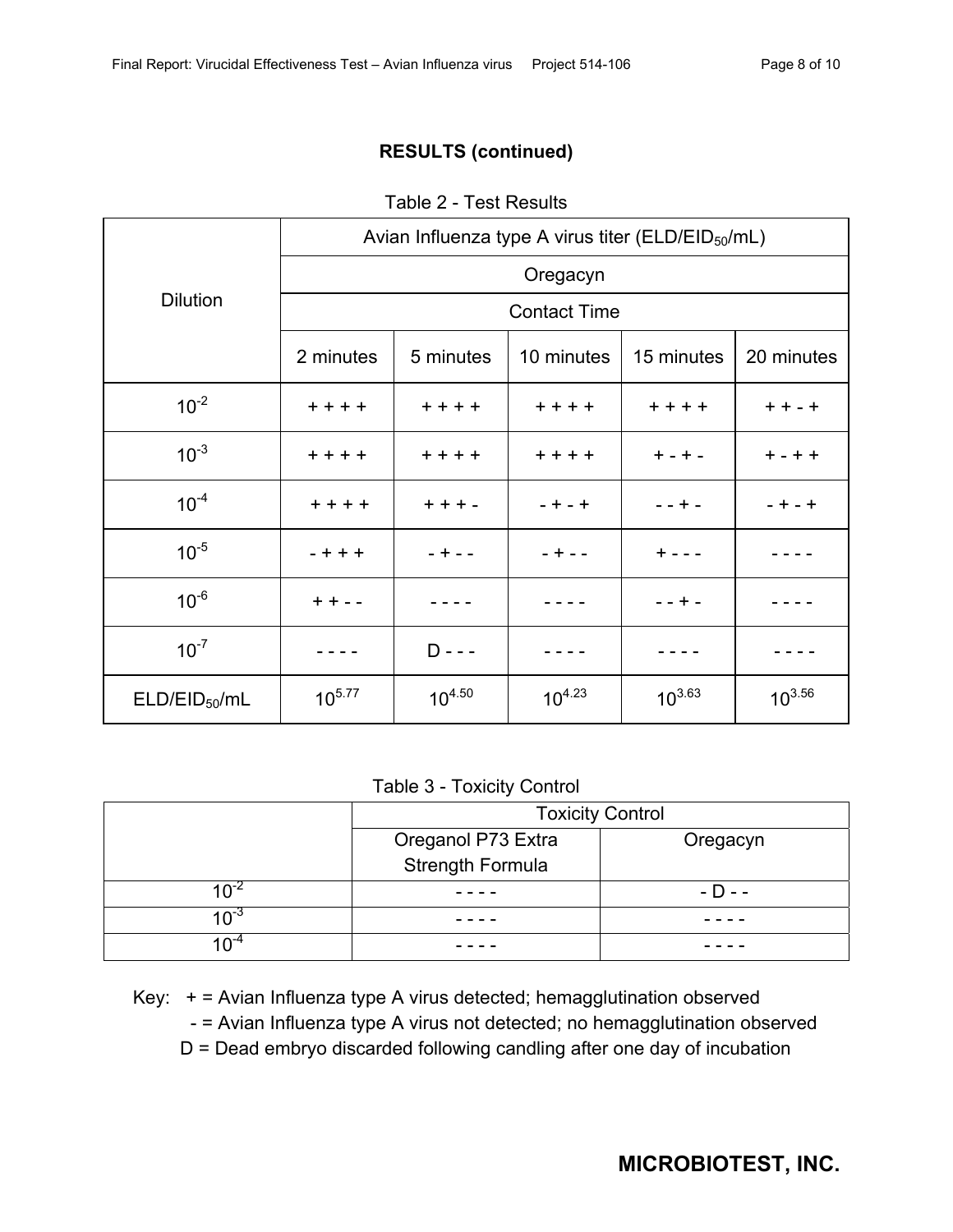## RESULTS (continued)

Table 2 - Test Results

| Dilution | Avian Influenza type A virus titer (ELD/EID$_{50}$/mL) | | | | |
|---|---|---|---|---|---|
| | Oregacyn | | | | |
| | Contact Time | | | | |
| | 2 minutes | 5 minutes | 10 minutes | 15 minutes | 20 minutes |
| $10^{-2}$ | + + + + | + + + + | + + + + | + + + + | + + - + |
| $10^{-3}$ | + + + + | + + + + | + + + + | + - + - | + - + + |
| $10^{-4}$ | + + + + | + + + - | - + - + | - - + - | - + - + |
| $10^{-5}$ | - + + + | - + - - | - + - - | + - - - | - - - - |
| $10^{-6}$ | + + - - | - - - - | - - - - | - - + - | - - - - |
| $10^{-7}$ | - - - - | D - - - | - - - - | - - - - | - - - - |
| ELD/EID$_{50}$/mL | $10^{5.77}$ | $10^{4.50}$ | $10^{4.23}$ | $10^{3.63}$ | $10^{3.56}$ |

Table 3 - Toxicity Control

| | Toxicity Control | |
|---|---|---|
| | Oreganol P73 Extra Strength Formula | Oregacyn |
| $10^{-2}$ | - - - - | - D - - |
| $10^{-3}$ | - - - - | - - - - |
| $10^{-4}$ | - - - - | - - - - |

Key: + = Avian Influenza type A virus detected; hemagglutination observed
- = Avian Influenza type A virus not detected; no hemagglutination observed
D = Dead embryo discarded following candling after one day of incubation

**MICROBIOTEST, INC.**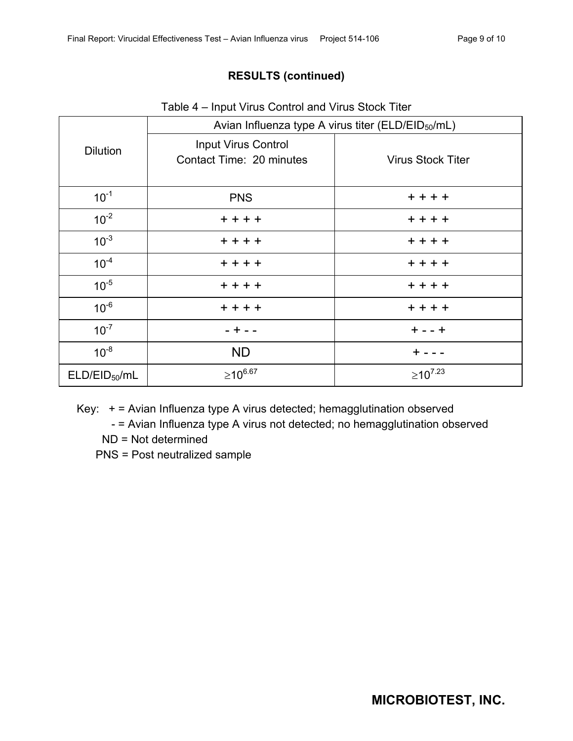**RESULTS (continued)**

Table 4 – Input Virus Control and Virus Stock Titer

| Dilution | Avian Influenza type A virus titer (ELD/EID$_{50}$/mL) | |
|---|---|---|
| | Input Virus Control Contact Time: 20 minutes | Virus Stock Titer |
| $10^{-1}$ | PNS | + + + + |
| $10^{-2}$ | + + + + | + + + + |
| $10^{-3}$ | + + + + | + + + + |
| $10^{-4}$ | + + + + | + + + + |
| $10^{-5}$ | + + + + | + + + + |
| $10^{-6}$ | + + + + | + + + + |
| $10^{-7}$ | - + - - | + - - + |
| $10^{-8}$ | ND | + - - - |
| ELD/EID$_{50}$/mL | $\geq 10^{6.67}$ | $\geq 10^{7.23}$ |

Key: + = Avian Influenza type A virus detected; hemagglutination observed
- = Avian Influenza type A virus not detected; no hemagglutination observed
ND = Not determined
PNS = Post neutralized sample

**MICROBIOTEST, INC.**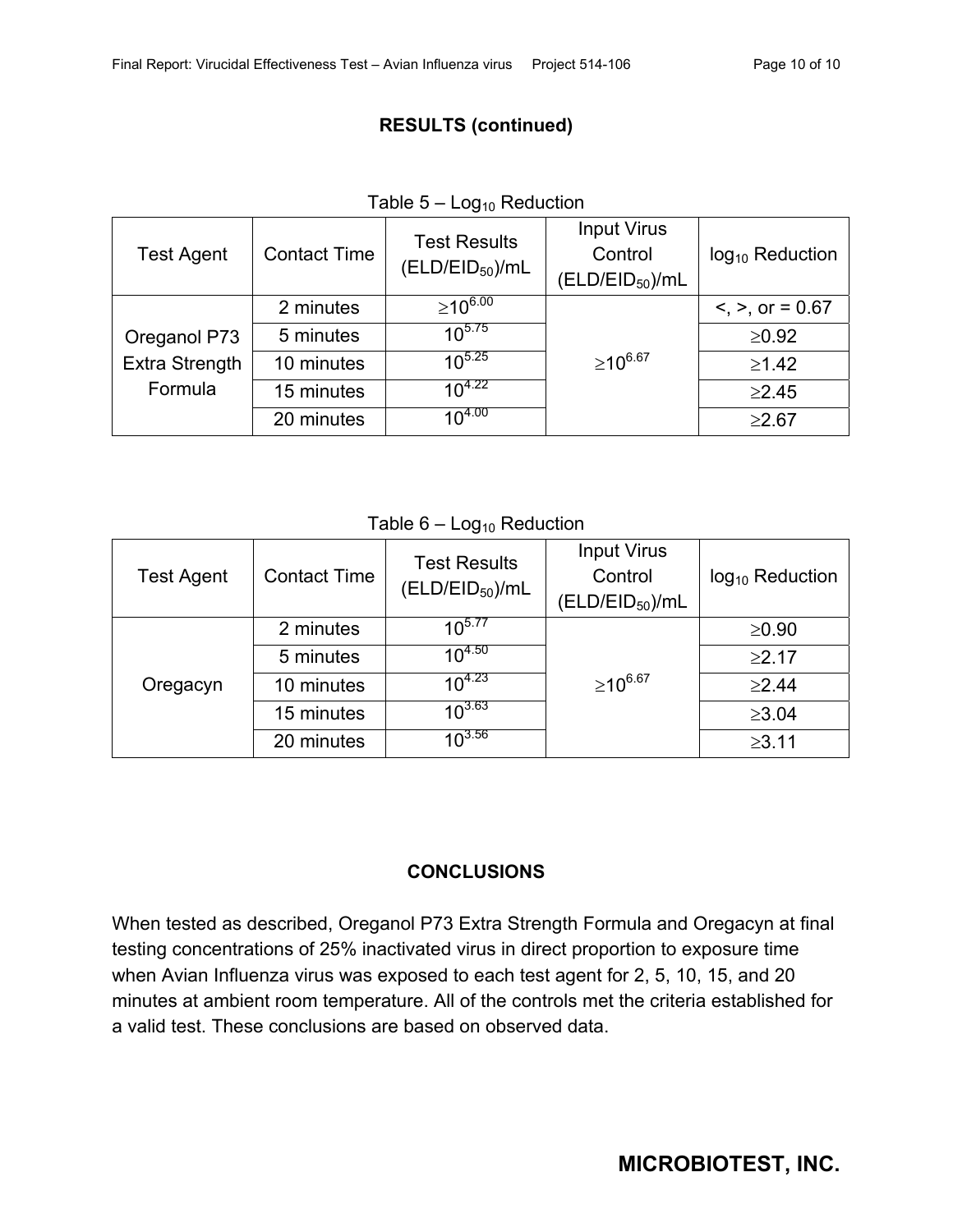**RESULTS (continued)**

Table 5 – $Log_{10}$ Reduction

| Test Agent | Contact Time | Test Results $(ELD/EID_{50})/mL$ | Input Virus Control $(ELD/EID_{50})/mL$ | $log_{10}$ Reduction |
|---|---|---|---|---|
| Oreganol P73 Extra Strength Formula | 2 minutes | $\geq 10^{6.00}$ | $\geq 10^{6.67}$ | <, >, or = 0.67 |
| | 5 minutes | $10^{5.75}$ | | $\geq 0.92$ |
| | 10 minutes | $10^{5.25}$ | | $\geq 1.42$ |
| | 15 minutes | $10^{4.22}$ | | $\geq 2.45$ |
| | 20 minutes | $10^{4.00}$ | | $\geq 2.67$ |

Table 6 – $Log_{10}$ Reduction

| Test Agent | Contact Time | Test Results $(ELD/EID_{50})/mL$ | Input Virus Control $(ELD/EID_{50})/mL$ | $log_{10}$ Reduction |
|---|---|---|---|---|
| Oregacyn | 2 minutes | $10^{5.77}$ | $\geq 10^{6.67}$ | $\geq 0.90$ |
| | 5 minutes | $10^{4.50}$ | | $\geq 2.17$ |
| | 10 minutes | $10^{4.23}$ | | $\geq 2.44$ |
| | 15 minutes | $10^{3.63}$ | | $\geq 3.04$ |
| | 20 minutes | $10^{3.56}$ | | $\geq 3.11$ |

**CONCLUSIONS**

When tested as described, Oreganol P73 Extra Strength Formula and Oregacyn at final testing concentrations of 25% inactivated virus in direct proportion to exposure time when Avian Influenza virus was exposed to each test agent for 2, 5, 10, 15, and 20 minutes at ambient room temperature. All of the controls met the criteria established for a valid test. These conclusions are based on observed data.

**MICROBIOTEST, INC.**